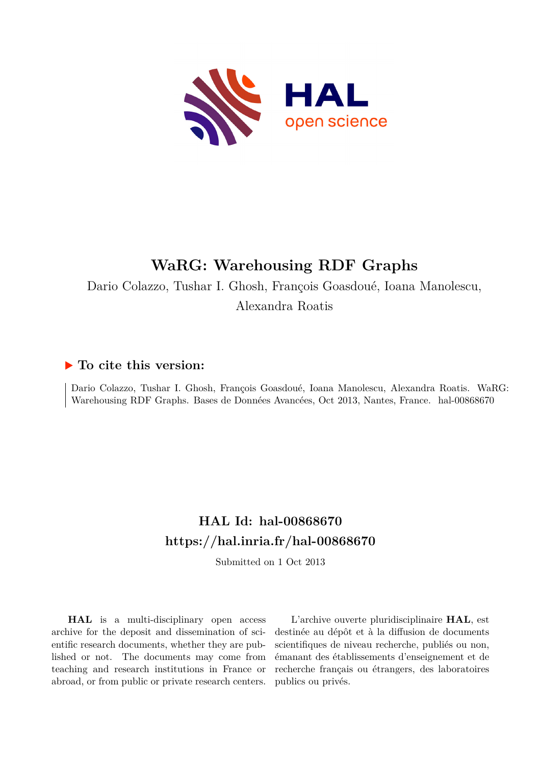# WaRG: Warehousing RDF Graphs

Dario Colazzo, Tushar I. Ghosh, François Goasdoué, Ioana Manolescu, Alexandra Roatis

## ▶ To cite this version:

Dario Colazzo, Tushar I. Ghosh, François Goasdoué, Ioana Manolescu, Alexandra Roatis. WaRG: Warehousing RDF Graphs. Bases de Données Avancées, Oct 2013, Nantes, France. hal-00868670

## HAL Id: hal-00868670
## https://hal.inria.fr/hal-00868670

Submitted on 1 Oct 2013

**HAL** is a multi-disciplinary open access archive for the deposit and dissemination of scientific research documents, whether they are published or not. The documents may come from teaching and research institutions in France or abroad, or from public or private research centers.

L'archive ouverte pluridisciplinaire **HAL**, est destinée au dépôt et à la diffusion de documents scientifiques de niveau recherche, publiés ou non, émanant des établissements d'enseignement et de recherche français ou étrangers, des laboratoires publics ou privés.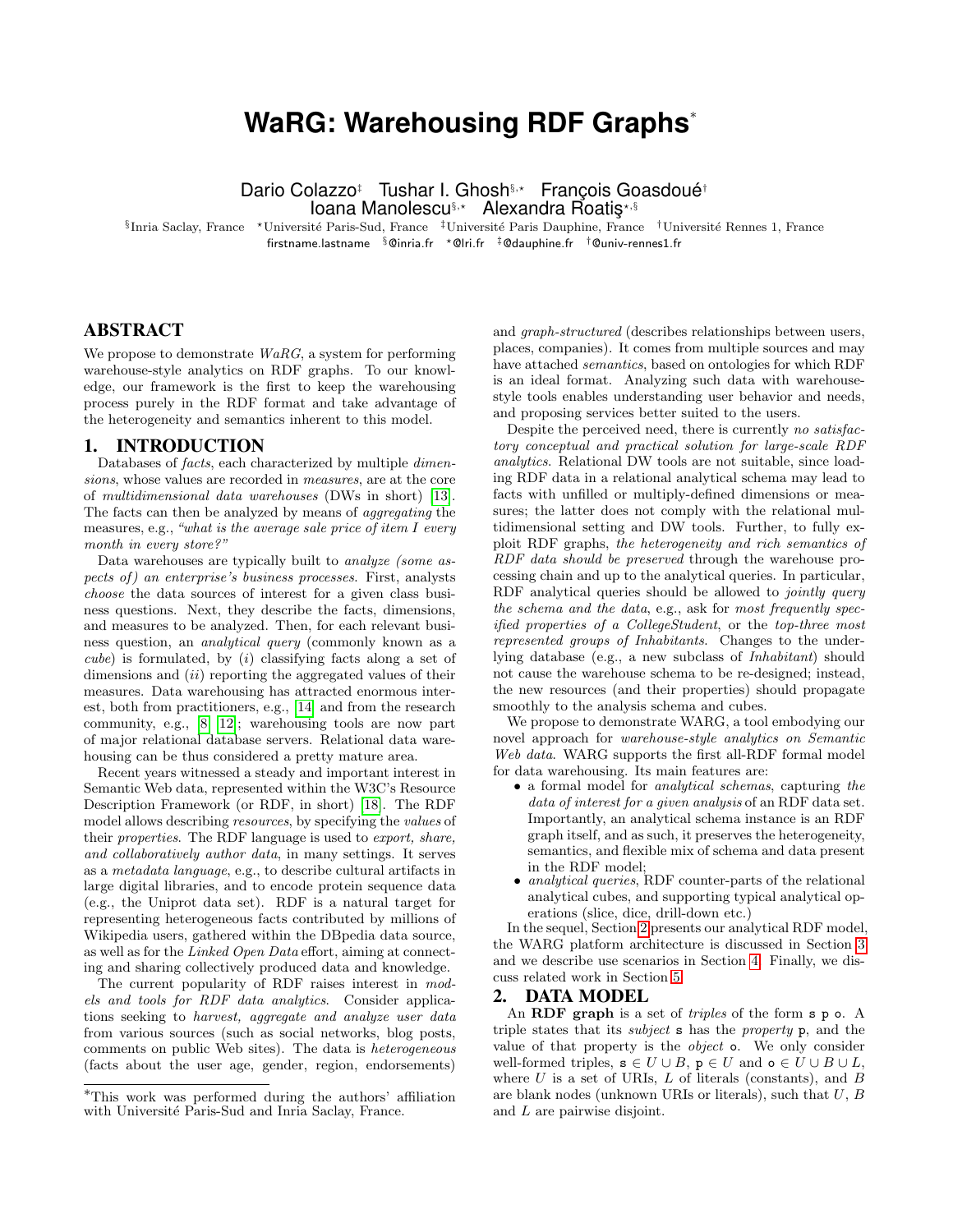# WaRG: Warehousing RDF Graphs*

Dario Colazzo[‡] Tushar I. Ghosh[§,⋆] François Goasdoué[†]
Ioana Manolescu[§,⋆] Alexandra Roatiş[⋆,§]

[§]Inria Saclay, France [⋆]Université Paris-Sud, France [‡]Université Paris Dauphine, France [†]Université Rennes 1, France
firstname.lastname [§]@inria.fr [⋆]@lri.fr [‡]@dauphine.fr [†]@univ-rennes1.fr

## ABSTRACT

We propose to demonstrate *WaRG*, a system for performing warehouse-style analytics on RDF graphs. To our knowledge, our framework is the first to keep the warehousing process purely in the RDF format and take advantage of the heterogeneity and semantics inherent to this model.

## 1. INTRODUCTION

Databases of *facts*, each characterized by multiple *dimensions*, whose values are recorded in *measures*, are at the core of *multidimensional data warehouses* (DWs in short) [13]. The facts can then be analyzed by means of *aggregating* the measures, e.g., *"what is the average sale price of item I every month in every store?"*

Data warehouses are typically built to *analyze (some aspects of) an enterprise's business processes*. First, analysts *choose* the data sources of interest for a given class business questions. Next, they describe the facts, dimensions, and measures to be analyzed. Then, for each relevant business question, an *analytical query* (commonly known as a *cube*) is formulated, by (*i*) classifying facts along a set of dimensions and (*ii*) reporting the aggregated values of their measures. Data warehousing has attracted enormous interest, both from practitioners, e.g., [14] and from the research community, e.g., [8, 12]; warehousing tools are now part of major relational database servers. Relational data warehousing can be thus considered a pretty mature area.

Recent years witnessed a steady and important interest in Semantic Web data, represented within the W3C's Resource Description Framework (or RDF, in short) [18]. The RDF model allows describing *resources*, by specifying the *values* of their *properties*. The RDF language is used to *export, share, and collaboratively author data*, in many settings. It serves as a *metadata language*, e.g., to describe cultural artifacts in large digital libraries, and to encode protein sequence data (e.g., the Uniprot data set). RDF is a natural target for representing heterogeneous facts contributed by millions of Wikipedia users, gathered within the DBpedia data source, as well as for the *Linked Open Data* effort, aiming at connecting and sharing collectively produced data and knowledge.

The current popularity of RDF raises interest in *models and tools for RDF data analytics*. Consider applications seeking to *harvest, aggregate and analyze user data* from various sources (such as social networks, blog posts, comments on public Web sites). The data is *heterogeneous* (facts about the user age, gender, region, endorsements) and *graph-structured* (describes relationships between users, places, companies). It comes from multiple sources and may have attached *semantics*, based on ontologies for which RDF is an ideal format. Analyzing such data with warehouse-style tools enables understanding user behavior and needs, and proposing services better suited to the users.

Despite the perceived need, there is currently *no satisfactory conceptual and practical solution for large-scale RDF analytics*. Relational DW tools are not suitable, since loading RDF data in a relational analytical schema may lead to facts with unfilled or multiply-defined dimensions or measures; the latter does not comply with the relational multidimensional setting and DW tools. Further, to fully exploit RDF graphs, *the heterogeneity and rich semantics of RDF data should be preserved* through the warehouse processing chain and up to the analytical queries. In particular, RDF analytical queries should be allowed to *jointly query the schema and the data*, e.g., ask for *most frequently specified properties of a CollegeStudent*, or the *top-three most represented groups of Inhabitants*. Changes to the underlying database (e.g., a new subclass of *Inhabitant*) should not cause the warehouse schema to be re-designed; instead, the new resources (and their properties) should propagate smoothly to the analysis schema and cubes.

We propose to demonstrate WARG, a tool embodying our novel approach for *warehouse-style analytics on Semantic Web data*. WARG supports the first all-RDF formal model for data warehousing. Its main features are:

- a formal model for *analytical schemas*, capturing *the data of interest for a given analysis* of an RDF data set. Importantly, an analytical schema instance is an RDF graph itself, and as such, it preserves the heterogeneity, semantics, and flexible mix of schema and data present in the RDF model;
- *analytical queries*, RDF counter-parts of the relational analytical cubes, and supporting typical analytical operations (slice, dice, drill-down etc.)

In the sequel, Section 2 presents our analytical RDF model, the WARG platform architecture is discussed in Section 3 and we describe use scenarios in Section 4. Finally, we discuss related work in Section 5.

## 2. DATA MODEL

An **RDF graph** is a set of *triples* of the form `s p o`. A triple states that its *subject* `s` has the *property* `p`, and the value of that property is the *object* `o`. We only consider well-formed triples, $\mathtt{s} \in U \cup B$, $\mathtt{p} \in U$ and $\mathtt{o} \in U \cup B \cup L$, where $U$ is a set of URIs, $L$ of literals (constants), and $B$ are blank nodes (unknown URIs or literals), such that $U$, $B$ and $L$ are pairwise disjoint.

*This work was performed during the authors' affiliation with Université Paris-Sud and Inria Saclay, France.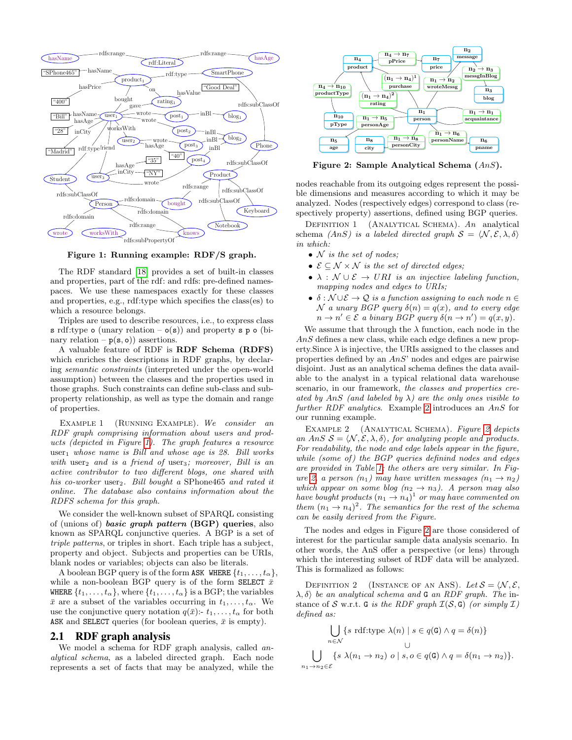Figure 1: Running example: RDF/S graph.

The RDF standard [18] provides a set of built-in classes and properties, part of the rdf: and rdfs: pre-defined namespaces. We use these namespaces exactly for these classes and properties, e.g., rdf:type which specifies the class(es) to which a resource belongs.

Triples are used to describe resources, i.e., to express class s rdf:type o (unary relation – o(s)) and property s p o (binary relation – p(s, o)) assertions.

A valuable feature of RDF is **RDF Schema (RDFS)** which enriches the descriptions in RDF graphs, by declaring *semantic constraints* (interpreted under the open-world assumption) between the classes and the properties used in those graphs. Such constraints can define sub-class and sub-property relationship, as well as type the domain and range of properties.

EXAMPLE 1 (RUNNING EXAMPLE). *We consider an RDF graph comprising information about users and products (depicted in Figure 1). The graph features a resource* $\text{user}_1$ *whose name is Bill and whose age is 28. Bill works with* $\text{user}_2$ *and is a friend of* $\text{user}_3$*; moreover, Bill is an active contributor to two different blogs, one shared with his co-worker* $\text{user}_2$*. Bill bought a SPhone465 and rated it online. The database also contains information about the RDFS schema for this graph.*

We consider the well-known subset of SPARQL consisting of (unions of) ***basic graph pattern* (BGP) queries**, also known as SPARQL conjunctive queries. A BGP is a set of *triple patterns*, or triples in short. Each triple has a subject, property and object. Subjects and properties can be URIs, blank nodes or variables; objects can also be literals.

A boolean BGP query is of the form ASK WHERE $\{t_1, \ldots, t_\alpha\}$, while a non-boolean BGP query is of the form SELECT $\bar{x}$ WHERE $\{t_1, \ldots, t_\alpha\}$, where $\{t_1, \ldots, t_\alpha\}$ is a BGP; the variables $\bar{x}$ are a subset of the variables occurring in $t_1, \ldots, t_\alpha$. We use the conjunctive query notation $q(\bar{x})$:- $t_1, \ldots, t_\alpha$ for both ASK and SELECT queries (for boolean queries, $\bar{x}$ is empty).

## 2.1 RDF graph analysis

We model a schema for RDF graph analysis, called *analytical schema*, as a labeled directed graph. Each node represents a set of facts that may be analyzed, while the nodes reachable from its outgoing edges represent the possible dimensions and measures according to which it may be analyzed. Nodes (respectively edges) correspond to class (respectively property) assertions, defined using BGP queries.

Figure 2: Sample Analytical Schema (*AnS*).

DEFINITION 1 (ANALYTICAL SCHEMA). *An analytical schema (AnS) is a labeled directed graph* $\mathcal{S} = \langle \mathcal{N}, \mathcal{E}, \lambda, \delta \rangle$ *in which:*

- $\mathcal{N}$ *is the set of nodes;*
- $\mathcal{E} \subseteq \mathcal{N} \times \mathcal{N}$ *is the set of directed edges;*
- $\lambda : \mathcal{N} \cup \mathcal{E} \rightarrow URI$ *is an injective labeling function, mapping nodes and edges to URIs;*
- $\delta : \mathcal{N} \cup \mathcal{E} \rightarrow \mathcal{Q}$ *is a function assigning to each node* $n \in \mathcal{N}$ *a unary BGP query* $\delta(n) = q(x)$*, and to every edge* $n \rightarrow n' \in \mathcal{E}$ *a binary BGP query* $\delta(n \rightarrow n') = q(x, y)$*.*

We assume that through the $\lambda$ function, each node in the *AnS* defines a new class, while each edge defines a new property.Since $\lambda$ is injective, the URIs assigned to the classes and properties defined by an *AnS*' nodes and edges are pairwise disjoint. Just as an analytical schema defines the data available to the analyst in a typical relational data warehouse scenario, in our framework, *the classes and properties created by AnS (and labeled by* $\lambda$*) are the only ones visible to further RDF analytics.* Example 2 introduces an *AnS* for our running example.

EXAMPLE 2 (ANALYTICAL SCHEMA). *Figure 2 depicts an AnS* $\mathcal{S} = \langle \mathcal{N}, \mathcal{E}, \lambda, \delta \rangle$*, for analyzing people and products. For readability, the node and edge labels appear in the figure, while (some of) the BGP queries definind nodes and edges are provided in Table 1; the others are very similar. In Figure 2, a person* ($n_1$) *may have written messages* ($n_1 \rightarrow n_2$) *which appear on some blog* ($n_2 \rightarrow n_3$)*. A person may also have bought products* $(n_1 \rightarrow n_4)^1$ *or may have commented on them* $(n_1 \rightarrow n_4)^2$*. The semantics for the rest of the schema can be easily derived from the Figure.*

The nodes and edges in Figure 2 are those considered of interest for the particular sample data analysis scenario. In other words, the AnS offer a perspective (or lens) through which the interesting subset of RDF data will be analyzed. This is formalized as follows:

DEFINITION 2 (INSTANCE OF AN ANS). *Let* $\mathcal{S} = \langle \mathcal{N}, \mathcal{E}, \lambda, \delta \rangle$ *be an analytical schema and* G *an RDF graph. The instance of* $\mathcal{S}$ *w.r.t.* G *is the RDF graph* $\mathcal{I}(\mathcal{S}, \mathtt{G})$ *(or simply* $\mathcal{I}$*) defined as:*

$$\bigcup_{n \in \mathcal{N}} \{s \text{ rdf:type } \lambda(n) \mid s \in q(\mathtt{G}) \wedge q = \delta(n)\}$$
$$\cup$$
$$\bigcup_{n_1 \rightarrow n_2 \in \mathcal{E}} \{s\ \lambda(n_1 \rightarrow n_2)\ o \mid s, o \in q(\mathtt{G}) \wedge q = \delta(n_1 \rightarrow n_2)\}.$$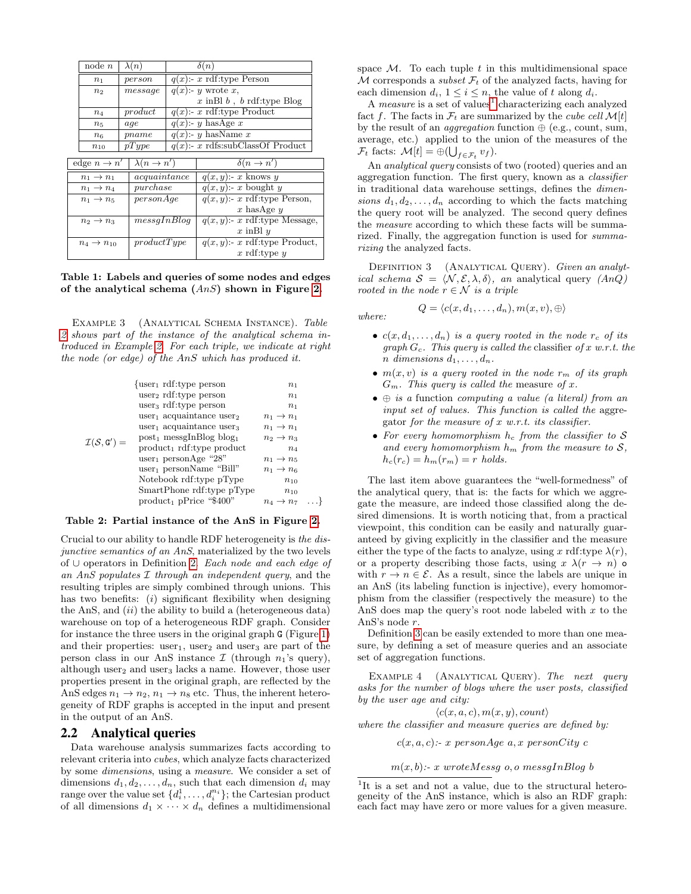| node $n$ | $\lambda(n)$ | $\delta(n)$ |
|---|---|---|
| $n_1$ | *person* | $q(x)$:- $x$ rdf:type Person |
| $n_2$ | *message* | $q(x)$:- $y$ wrote $x$, $x$ inBl $b$ , $b$ rdf:type Blog |
| $n_4$ | *product* | $q(x)$:- $x$ rdf:type Product |
| $n_5$ | *age* | $q(x)$:- $y$ hasAge $x$ |
| $n_6$ | *pname* | $q(x)$:- $y$ hasName $x$ |
| $n_{10}$ | *pType* | $q(x)$:- $x$ rdfs:subClassOf Product |

| edge $n \to n'$ | $\lambda(n \to n')$ | $\delta(n \to n')$ |
|---|---|---|
| $n_1 \to n_1$ | *acquaintance* | $q(x, y)$:- $x$ knows $y$ |
| $n_1 \to n_4$ | *purchase* | $q(x, y)$:- $x$ bought $y$ |
| $n_1 \to n_5$ | *personAge* | $q(x, y)$:- $x$ rdf:type Person, $x$ hasAge $y$ |
| $n_2 \to n_3$ | *messgInBlog* | $q(x, y)$:- $x$ rdf:type Message, $x$ inBl $y$ |
| $n_4 \to n_{10}$ | *productType* | $q(x, y)$:- $x$ rdf:type Product, $x$ rdf:type $y$ |

**Table 1: Labels and queries of some nodes and edges of the analytical schema ($AnS$) shown in Figure 2.**

Example 3 (Analytical Schema Instance). *Table 2 shows part of the instance of the analytical schema introduced in Example 2. For each triple, we indicate at right the node (or edge) of the AnS which has produced it.*

$\mathcal{I}(\mathcal{S}, \mathtt{G}') =$ {

| Triple | Node/edge |
|---|---|
| $\text{user}_1$ rdf:type person | $n_1$ |
| $\text{user}_2$ rdf:type person | $n_1$ |
| $\text{user}_3$ rdf:type person | $n_1$ |
| $\text{user}_1$ acquaintance $\text{user}_2$ | $n_1 \to n_1$ |
| $\text{user}_1$ acquaintance $\text{user}_3$ | $n_1 \to n_1$ |
| $\text{post}_1$ messgInBlog $\text{blog}_1$ | $n_2 \to n_3$ |
| $\text{product}_1$ rdf:type product | $n_4$ |
| $\text{user}_1$ personAge “28” | $n_1 \to n_5$ |
| $\text{user}_1$ personName “Bill” | $n_1 \to n_6$ |
| Notebook rdf:type pType | $n_{10}$ |
| SmartPhone rdf:type pType | $n_{10}$ |
| $\text{product}_1$ pPrice “\$400” | $n_4 \to n_7$ |

…}

**Table 2: Partial instance of the AnS in Figure 2.**

Crucial to our ability to handle RDF heterogeneity is *the disjunctive semantics of an AnS*, materialized by the two levels of $\cup$ operators in Definition 2. *Each node and each edge of an AnS populates $\mathcal{I}$ through an independent query*, and the resulting triples are simply combined through unions. This has two benefits: (*i*) significant flexibility when designing the AnS, and (*ii*) the ability to build a (heterogeneous data) warehouse on top of a heterogeneous RDF graph. Consider for instance the three users in the original graph $\mathtt{G}$ (Figure 1) and their properties: $\text{user}_1$, $\text{user}_2$ and $\text{user}_3$ are part of the person class in our AnS instance $\mathcal{I}$ (through $n_1$'s query), although $\text{user}_2$ and $\text{user}_3$ lacks a name. However, those user properties present in the original graph, are reflected by the AnS edges $n_1 \to n_2$, $n_1 \to n_8$ etc. Thus, the inherent heterogeneity of RDF graphs is accepted in the input and present in the output of an AnS.

## 2.2 Analytical queries

Data warehouse analysis summarizes facts according to relevant criteria into *cubes*, which analyze facts characterized by some *dimensions*, using a *measure*. We consider a set of dimensions $d_1, d_2, \ldots, d_n$, such that each dimension $d_i$ may range over the value set $\{d_i^1, \ldots, d_i^{n_i}\}$; the Cartesian product of all dimensions $d_1 \times \cdots \times d_n$ defines a multidimensional space $\mathcal{M}$. To each tuple $t$ in this multidimensional space $\mathcal{M}$ corresponds a *subset* $\mathcal{F}_t$ of the analyzed facts, having for each dimension $d_i$, $1 \leq i \leq n$, the value of $t$ along $d_i$.

A *measure* is a set of values[1] characterizing each analyzed fact $f$. The facts in $\mathcal{F}_t$ are summarized by the *cube cell* $\mathcal{M}[t]$ by the result of an *aggregation* function $\oplus$ (e.g., count, sum, average, etc.) applied to the union of the measures of the $\mathcal{F}_t$ facts: $\mathcal{M}[t] = \oplus(\bigcup_{f \in \mathcal{F}_t} v_f)$.

An *analytical query* consists of two (rooted) queries and an aggregation function. The first query, known as a *classifier* in traditional data warehouse settings, defines the *dimensions* $d_1, d_2, \ldots, d_n$ according to which the facts matching the query root will be analyzed. The second query defines the *measure* according to which these facts will be summarized. Finally, the aggregation function is used for *summarizing* the analyzed facts.

Definition 3 (Analytical Query). *Given an analytical schema $\mathcal{S} = \langle \mathcal{N}, \mathcal{E}, \lambda, \delta \rangle$, an* analytical query *(AnQ) rooted in the node $r \in \mathcal{N}$ is a triple*

$$Q = \langle c(x, d_1, \ldots, d_n), m(x, v), \oplus \rangle$$

*where:*

- *$c(x, d_1, \ldots, d_n)$ is a query rooted in the node $r_c$ of its graph $G_c$. This query is called the* classifier *of $x$ w.r.t. the $n$ dimensions $d_1, \ldots, d_n$.*
- *$m(x, v)$ is a query rooted in the node $r_m$ of its graph $G_m$. This query is called the* measure *of $x$.*
- *$\oplus$ is a* function *computing a value (a literal) from an input set of values. This function is called the* aggregator *for the measure of $x$ w.r.t. its classifier.*
- *For every homomorphism $h_c$ from the classifier to $\mathcal{S}$ and every homomorphism $h_m$ from the measure to $\mathcal{S}$, $h_c(r_c) = h_m(r_m) = r$ holds.*

The last item above guarantees the “well-formedness” of the analytical query, that is: the facts for which we aggregate the measure, are indeed those classified along the desired dimensions. It is worth noticing that, from a practical viewpoint, this condition can be easily and naturally guaranteed by giving explicitly in the classifier and the measure either the type of the facts to analyze, using $x$ rdf:type $\lambda(r)$, or a property describing those facts, using $x$ $\lambda(r \to n)$ o with $r \to n \in \mathcal{E}$. As a result, since the labels are unique in an AnS (its labeling function is injective), every homomorphism from the classifier (respectively the measure) to the AnS does map the query's root node labeled with $x$ to the AnS's node $r$.

Definition 3 can be easily extended to more than one measure, by defining a set of measure queries and an associate set of aggregation functions.

Example 4 (Analytical Query). *The next query asks for the number of blogs where the user posts, classified by the user age and city:*

$$\langle c(x, a, c), m(x, y), count \rangle$$

*where the classifier and measure queries are defined by:*

$$c(x, a, c)\text{:- } x \textit{ personAge } a, x \textit{ personCity } c$$

$$m(x, b)\text{:- } x \textit{ wroteMessg } o, o \textit{ messgInBlog } b$$

[1] It is a set and not a value, due to the structural heterogeneity of the AnS instance, which is also an RDF graph: each fact may have zero or more values for a given measure.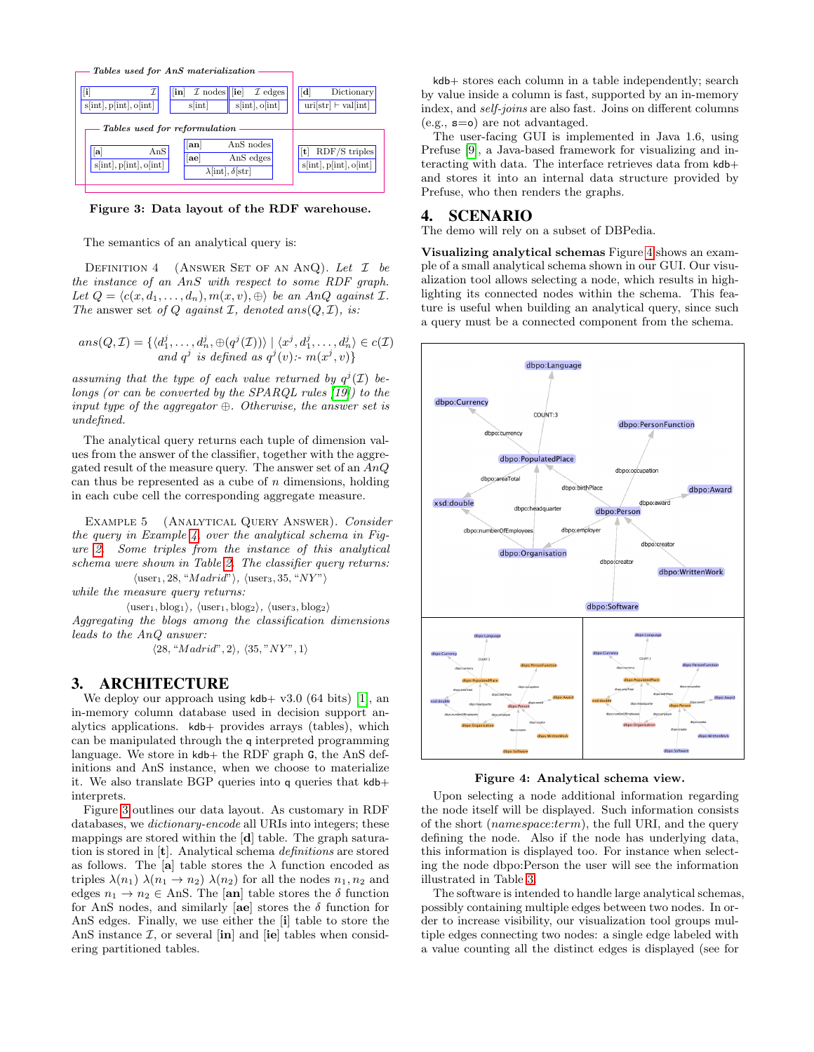**Tables used for AnS materialization**

| [i] $\mathcal{I}$ | [in] $\mathcal{I}$ nodes | [ie] $\mathcal{I}$ edges | [d] Dictionary |
|---|---|---|---|
| s[int], p[int], o[int] | s[int] | s[int], o[int] | uri[str] ⊢ val[int] |

**Tables used for reformulation**

| [a] AnS | [an] AnS nodes / [ae] AnS edges | [t] RDF/S triples |
|---|---|---|
| s[int], p[int], o[int] | λ[int], δ[str] | s[int], p[int], o[int] |

**Figure 3: Data layout of the RDF warehouse.**

The semantics of an analytical query is:

Definition 4 (Answer Set of an AnQ). *Let $\mathcal{I}$ be the instance of an AnS with respect to some RDF graph. Let $Q = \langle c(x, d_1, \ldots, d_n), m(x, v), \oplus\rangle$ be an AnQ against $\mathcal{I}$. The* answer set *of $Q$ against $\mathcal{I}$, denoted $ans(Q, \mathcal{I})$, is:*

$$ans(Q,\mathcal{I}) = \{\langle d_1^j, \ldots, d_n^j, \oplus(q^j(\mathcal{I}))\rangle \mid \langle x^j, d_1^j, \ldots, d_n^j\rangle \in c(\mathcal{I}) \text{ and } q^j \text{ is defined as } q^j(v)\text{:- } m(x^j, v)\}$$

*assuming that the type of each value returned by $q^j(\mathcal{I})$ belongs (or can be converted by the SPARQL rules [19]) to the input type of the aggregator $\oplus$. Otherwise, the answer set is undefined.*

The analytical query returns each tuple of dimension values from the answer of the classifier, together with the aggregated result of the measure query. The answer set of an *AnQ* can thus be represented as a cube of $n$ dimensions, holding in each cube cell the corresponding aggregate measure.

Example 5 (Analytical Query Answer). *Consider the query in Example 4, over the analytical schema in Figure 2. Some triples from the instance of this analytical schema were shown in Table 2. The classifier query returns:*

$$\langle \text{user}_1, 28, \text{“}Madrid\text{”}\rangle,\ \langle \text{user}_3, 35, \text{“}NY\text{”}\rangle$$

*while the measure query returns:*

$$\langle \text{user}_1, \text{blog}_1\rangle,\ \langle \text{user}_1, \text{blog}_2\rangle,\ \langle \text{user}_3, \text{blog}_2\rangle$$

*Aggregating the blogs among the classification dimensions leads to the AnQ answer:*

$$\langle 28, \text{“}Madrid\text{”}, 2\rangle,\ \langle 35, \text{"}NY\text{"}, 1\rangle$$

# 3. ARCHITECTURE

We deploy our approach using kdb+ v3.0 (64 bits) [1], an in-memory column database used in decision support analytics applications. kdb+ provides arrays (tables), which can be manipulated through the q interpreted programming language. We store in kdb+ the RDF graph G, the AnS definitions and AnS instance, when we choose to materialize it. We also translate BGP queries into q queries that kdb+ interprets.

Figure 3 outlines our data layout. As customary in RDF databases, we *dictionary-encode* all URIs into integers; these mappings are stored within the [**d**] table. The graph saturation is stored in [**t**]. Analytical schema *definitions* are stored as follows. The [**a**] table stores the $\lambda$ function encoded as triples $\lambda(n_1)\ \lambda(n_1 \to n_2)\ \lambda(n_2)$ for all the nodes $n_1, n_2$ and edges $n_1 \to n_2 \in$ AnS. The [**an**] table stores the $\delta$ function for AnS nodes, and similarly [**ae**] stores the $\delta$ function for AnS edges. Finally, we use either the [**i**] table to store the AnS instance $\mathcal{I}$, or several [**in**] and [**ie**] tables when considering partitioned tables.

kdb+ stores each column in a table independently; search by value inside a column is fast, supported by an in-memory index, and *self-joins* are also fast. Joins on different columns (e.g., s=o) are not advantaged.

The user-facing GUI is implemented in Java 1.6, using Prefuse [9], a Java-based framework for visualizing and interacting with data. The interface retrieves data from kdb+ and stores it into an internal data structure provided by Prefuse, who then renders the graphs.

# 4. SCENARIO

The demo will rely on a subset of DBPedia.

**Visualizing analytical schemas** Figure 4 shows an example of a small analytical schema shown in our GUI. Our visualization tool allows selecting a node, which results in highlighting its connected nodes within the schema. This feature is useful when building an analytical query, since such a query must be a connected component from the schema.

**Figure 4: Analytical schema view.**

Upon selecting a node additional information regarding the node itself will be displayed. Such information consists of the short (*namespace:term*), the full URI, and the query defining the node. Also if the node has underlying data, this information is displayed too. For instance when selecting the node dbpo:Person the user will see the information illustrated in Table 3.

The software is intended to handle large analytical schemas, possibly containing multiple edges between two nodes. In order to increase visibility, our visualization tool groups multiple edges connecting two nodes: a single edge labeled with a value counting all the distinct edges is displayed (see for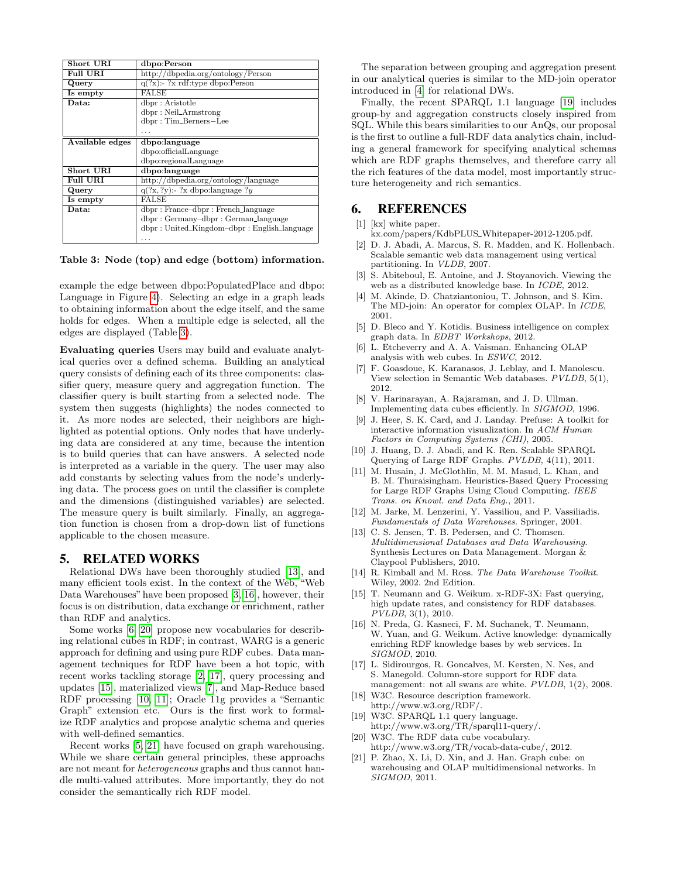| | |
|---|---|
| **Short URI** | **dbpo:Person** |
| **Full URI** | http://dbpedia.org/ontology/Person |
| **Query** | q(?x):- ?x rdf:type dbpo:Person |
| **Is empty** | FALSE |
| **Data:** | dbpr : Aristotle<br>dbpr : Neil_Armstrong<br>dbpr : Tim_Berners−Lee<br>. . . |
| **Available edges** | **dbpo:language**<br>dbpo:officialLanguage<br>dbpo:regionalLanguage |
| **Short URI** | **dbpo:language** |
| **Full URI** | http://dbpedia.org/ontology/language |
| **Query** | q(?x, ?y):- ?x dbpo:language ?y |
| **Is empty** | FALSE |
| **Data:** | dbpr : France–dbpr : French_language<br>dbpr : Germany–dbpr : German_language<br>dbpr : United_Kingdom–dbpr : English_language<br>. . . |

**Table 3: Node (top) and edge (bottom) information.**

example the edge between dbpo:PopulatedPlace and dbpo: Language in Figure 4). Selecting an edge in a graph leads to obtaining information about the edge itself, and the same holds for edges. When a multiple edge is selected, all the edges are displayed (Table 3).

**Evaluating queries** Users may build and evaluate analytical queries over a defined schema. Building an analytical query consists of defining each of its three components: classifier query, measure query and aggregation function. The classifier query is built starting from a selected node. The system then suggests (highlights) the nodes connected to it. As more nodes are selected, their neighbors are highlighted as potential options. Only nodes that have underlying data are considered at any time, because the intention is to build queries that can have answers. A selected node is interpreted as a variable in the query. The user may also add constants by selecting values from the node's underlying data. The process goes on until the classifier is complete and the dimensions (distinguished variables) are selected. The measure query is built similarly. Finally, an aggregation function is chosen from a drop-down list of functions applicable to the chosen measure.

# 5. RELATED WORKS

Relational DWs have been thoroughly studied [13], and many efficient tools exist. In the context of the Web, "Web Data Warehouses" have been proposed [3, 16], however, their focus is on distribution, data exchange or enrichment, rather than RDF and analytics.

Some works [6, 20] propose new vocabularies for describing relational cubes in RDF; in contrast, WARG is a generic approach for defining and using pure RDF cubes. Data management techniques for RDF have been a hot topic, with recent works tackling storage [2, 17], query processing and updates [15], materialized views [7], and Map-Reduce based RDF processing [10, 11]; Oracle 11g provides a "Semantic Graph" extension etc. Ours is the first work to formalize RDF analytics and propose analytic schema and queries with well-defined semantics.

Recent works [5, 21] have focused on graph warehousing. While we share certain general principles, these approachs are not meant for *heterogeneous* graphs and thus cannot handle multi-valued attributes. More importantly, they do not consider the semantically rich RDF model.

The separation between grouping and aggregation present in our analytical queries is similar to the MD-join operator introduced in [4] for relational DWs.

Finally, the recent SPARQL 1.1 language [19] includes group-by and aggregation constructs closely inspired from SQL. While this bears similarities to our AnQs, our proposal is the first to outline a full-RDF data analytics chain, including a general framework for specifying analytical schemas which are RDF graphs themselves, and therefore carry all the rich features of the data model, most importantly structure heterogeneity and rich semantics.

# 6. REFERENCES

[1] [kx] white paper. kx.com/papers/KdbPLUS_Whitepaper-2012-1205.pdf.

[2] D. J. Abadi, A. Marcus, S. R. Madden, and K. Hollenbach. Scalable semantic web data management using vertical partitioning. In *VLDB*, 2007.

[3] S. Abiteboul, E. Antoine, and J. Stoyanovich. Viewing the web as a distributed knowledge base. In *ICDE*, 2012.

[4] M. Akinde, D. Chatziantoniou, T. Johnson, and S. Kim. The MD-join: An operator for complex OLAP. In *ICDE*, 2001.

[5] D. Bleco and Y. Kotidis. Business intelligence on complex graph data. In *EDBT Workshops*, 2012.

[6] L. Etcheverry and A. A. Vaisman. Enhancing OLAP analysis with web cubes. In *ESWC*, 2012.

[7] F. Goasdoue, K. Karanasos, J. Leblay, and I. Manolescu. View selection in Semantic Web databases. *PVLDB*, 5(1), 2012.

[8] V. Harinarayan, A. Rajaraman, and J. D. Ullman. Implementing data cubes efficiently. In *SIGMOD*, 1996.

[9] J. Heer, S. K. Card, and J. Landay. Prefuse: A toolkit for interactive information visualization. In *ACM Human Factors in Computing Systems (CHI)*, 2005.

[10] J. Huang, D. J. Abadi, and K. Ren. Scalable SPARQL Querying of Large RDF Graphs. *PVLDB*, 4(11), 2011.

[11] M. Husain, J. McGlothlin, M. M. Masud, L. Khan, and B. M. Thuraisingham. Heuristics-Based Query Processing for Large RDF Graphs Using Cloud Computing. *IEEE Trans. on Knowl. and Data Eng.*, 2011.

[12] M. Jarke, M. Lenzerini, Y. Vassiliou, and P. Vassiliadis. *Fundamentals of Data Warehouses*. Springer, 2001.

[13] C. S. Jensen, T. B. Pedersen, and C. Thomsen. *Multidimensional Databases and Data Warehousing*. Synthesis Lectures on Data Management. Morgan & Claypool Publishers, 2010.

[14] R. Kimball and M. Ross. *The Data Warehouse Toolkit*. Wiley, 2002. 2nd Edition.

[15] T. Neumann and G. Weikum. x-RDF-3X: Fast querying, high update rates, and consistency for RDF databases. *PVLDB*, 3(1), 2010.

[16] N. Preda, G. Kasneci, F. M. Suchanek, T. Neumann, W. Yuan, and G. Weikum. Active knowledge: dynamically enriching RDF knowledge bases by web services. In *SIGMOD*, 2010.

[17] L. Sidirourgos, R. Goncalves, M. Kersten, N. Nes, and S. Manegold. Column-store support for RDF data management: not all swans are white. *PVLDB*, 1(2), 2008.

[18] W3C. Resource description framework. http://www.w3.org/RDF/.

[19] W3C. SPARQL 1.1 query language. http://www.w3.org/TR/sparql11-query/.

[20] W3C. The RDF data cube vocabulary. http://www.w3.org/TR/vocab-data-cube/, 2012.

[21] P. Zhao, X. Li, D. Xin, and J. Han. Graph cube: on warehousing and OLAP multidimensional networks. In *SIGMOD*, 2011.